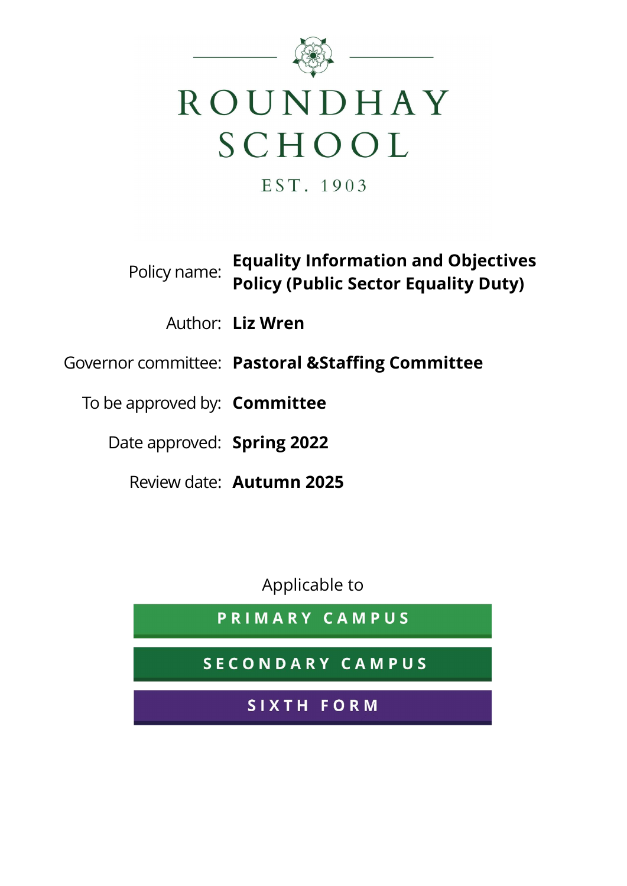# ROUNDHAY SCHOOL

EST. 1903

| | |
|---|---|
| Policy name: | **Equality Information and Objectives Policy (Public Sector Equality Duty)** |
| Author: | **Liz Wren** |
| Governor committee: | **Pastoral &Staffing Committee** |
| To be approved by: | **Committee** |
| Date approved: | **Spring 2022** |
| Review date: | **Autumn 2025** |

Applicable to

**PRIMARY CAMPUS**

**SECONDARY CAMPUS**

**SIXTH FORM**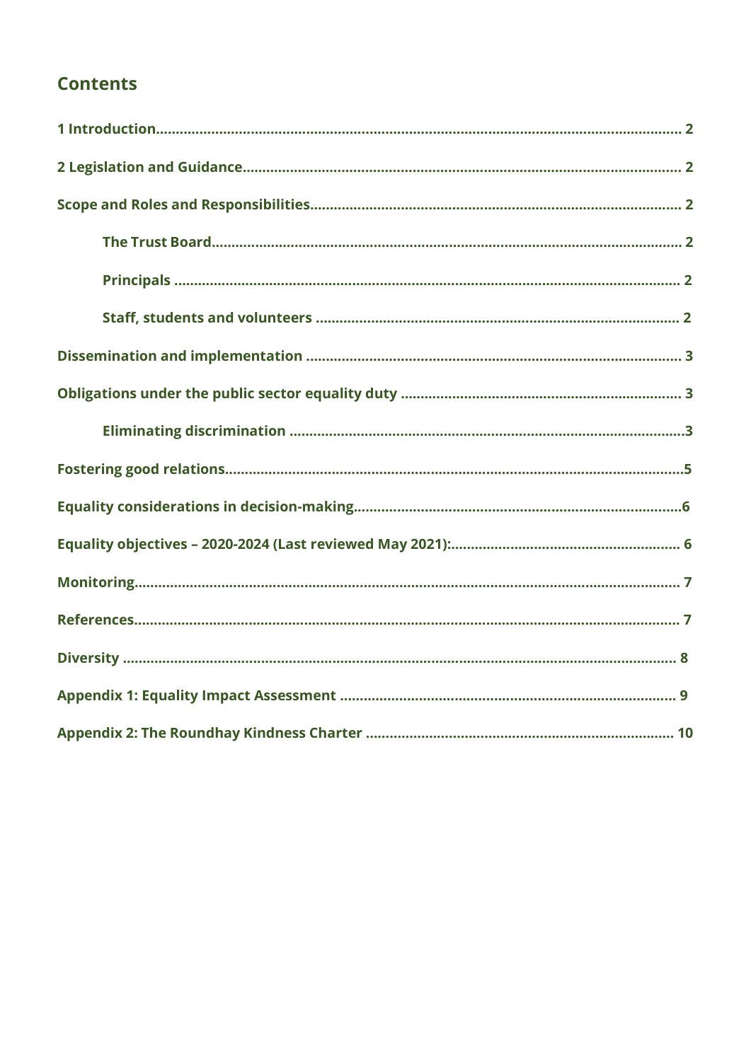## Contents

1 Introduction.................................................................................................................. 2

2 Legislation and Guidance............................................................................................ 2

Scope and Roles and Responsibilities........................................................................... 2

- The Trust Board.................................................................................................... 2
- Principals ............................................................................................................. 2
- Staff, students and volunteers ........................................................................... 2

Dissemination and implementation ............................................................................. 3

Obligations under the public sector equality duty ...................................................... 3

- Eliminating discrimination ...................................................................................3

Fostering good relations.................................................................................................5

Equality considerations in decision-making.................................................................6

Equality objectives – 2020-2024 (Last reviewed May 2021):........................................ 6

Monitoring...................................................................................................................... 7

References...................................................................................................................... 7

Diversity ......................................................................................................................... 8

Appendix 1: Equality Impact Assessment .................................................................... 9

Appendix 2: The Roundhay Kindness Charter ............................................................. 10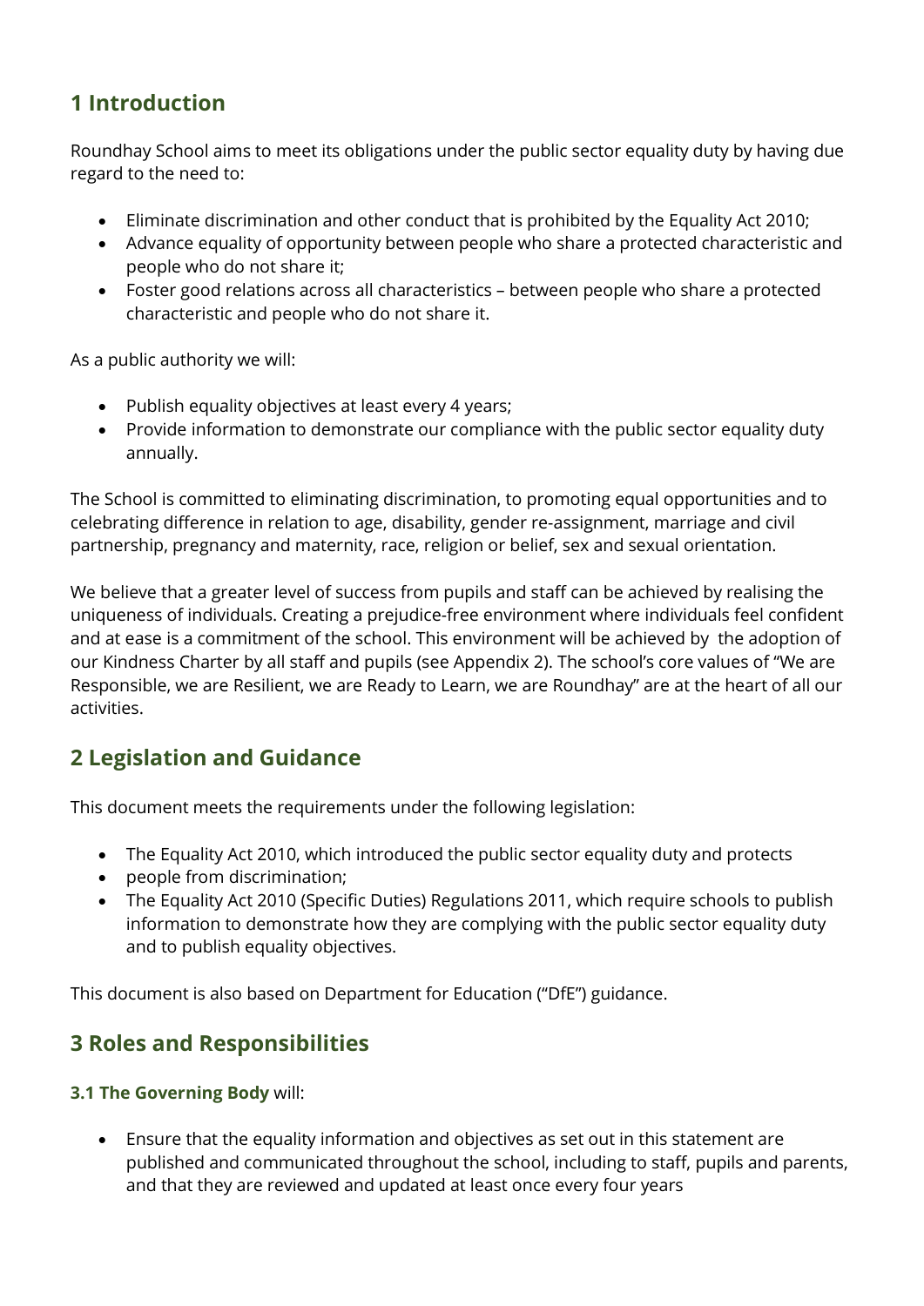## 1 Introduction

Roundhay School aims to meet its obligations under the public sector equality duty by having due regard to the need to:

- Eliminate discrimination and other conduct that is prohibited by the Equality Act 2010;
- Advance equality of opportunity between people who share a protected characteristic and people who do not share it;
- Foster good relations across all characteristics – between people who share a protected characteristic and people who do not share it.

As a public authority we will:

- Publish equality objectives at least every 4 years;
- Provide information to demonstrate our compliance with the public sector equality duty annually.

The School is committed to eliminating discrimination, to promoting equal opportunities and to celebrating difference in relation to age, disability, gender re-assignment, marriage and civil partnership, pregnancy and maternity, race, religion or belief, sex and sexual orientation.

We believe that a greater level of success from pupils and staff can be achieved by realising the uniqueness of individuals. Creating a prejudice-free environment where individuals feel confident and at ease is a commitment of the school. This environment will be achieved by the adoption of our Kindness Charter by all staff and pupils (see Appendix 2). The school's core values of "We are Responsible, we are Resilient, we are Ready to Learn, we are Roundhay" are at the heart of all our activities.

## 2 Legislation and Guidance

This document meets the requirements under the following legislation:

- The Equality Act 2010, which introduced the public sector equality duty and protects
- people from discrimination;
- The Equality Act 2010 (Specific Duties) Regulations 2011, which require schools to publish information to demonstrate how they are complying with the public sector equality duty and to publish equality objectives.

This document is also based on Department for Education ("DfE") guidance.

## 3 Roles and Responsibilities

**3.1 The Governing Body** will:

- Ensure that the equality information and objectives as set out in this statement are published and communicated throughout the school, including to staff, pupils and parents, and that they are reviewed and updated at least once every four years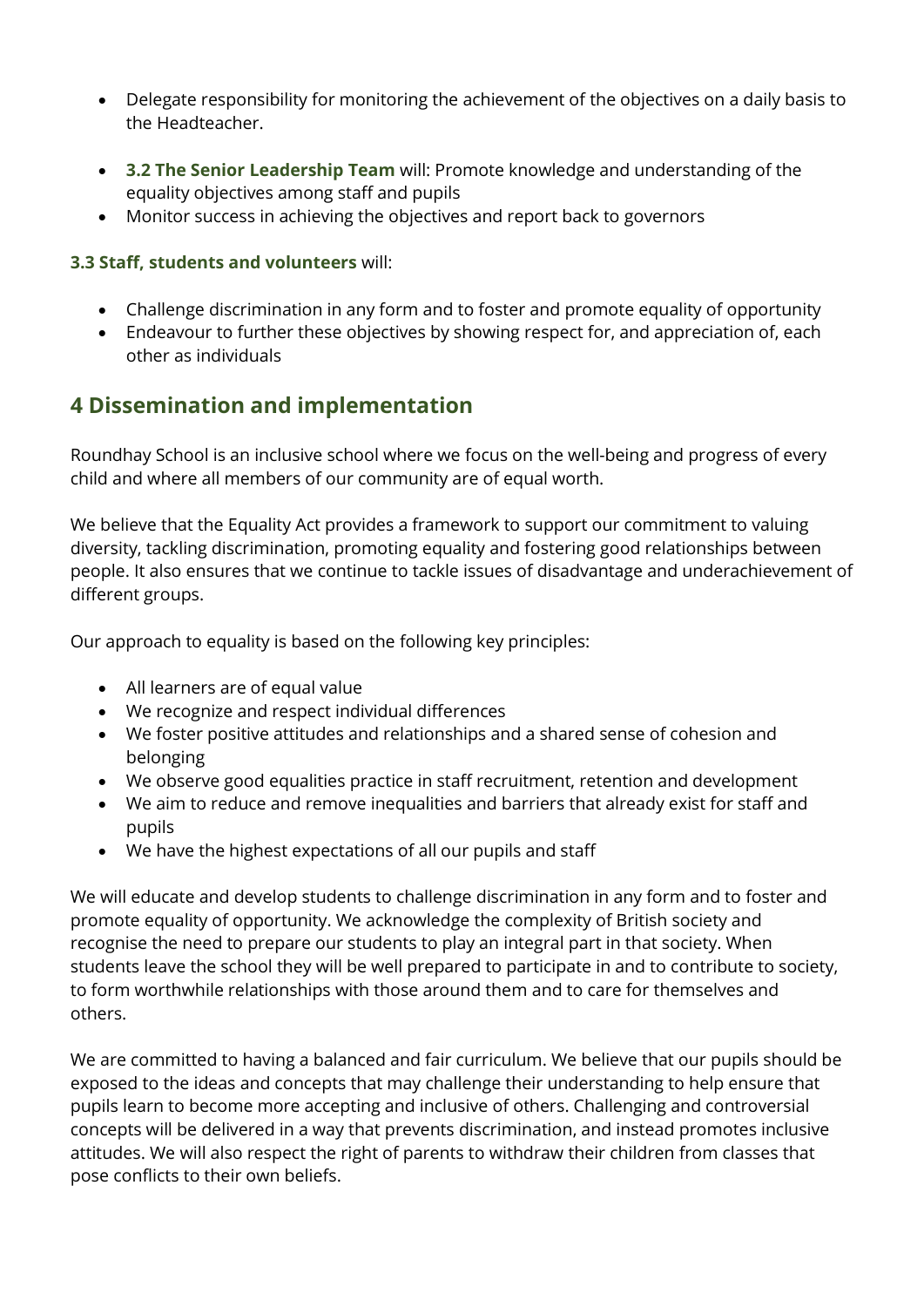- Delegate responsibility for monitoring the achievement of the objectives on a daily basis to the Headteacher.

- **3.2 The Senior Leadership Team** will: Promote knowledge and understanding of the equality objectives among staff and pupils
- Monitor success in achieving the objectives and report back to governors

**3.3 Staff, students and volunteers** will:

- Challenge discrimination in any form and to foster and promote equality of opportunity
- Endeavour to further these objectives by showing respect for, and appreciation of, each other as individuals

## 4 Dissemination and implementation

Roundhay School is an inclusive school where we focus on the well-being and progress of every child and where all members of our community are of equal worth.

We believe that the Equality Act provides a framework to support our commitment to valuing diversity, tackling discrimination, promoting equality and fostering good relationships between people. It also ensures that we continue to tackle issues of disadvantage and underachievement of different groups.

Our approach to equality is based on the following key principles:

- All learners are of equal value
- We recognize and respect individual differences
- We foster positive attitudes and relationships and a shared sense of cohesion and belonging
- We observe good equalities practice in staff recruitment, retention and development
- We aim to reduce and remove inequalities and barriers that already exist for staff and pupils
- We have the highest expectations of all our pupils and staff

We will educate and develop students to challenge discrimination in any form and to foster and promote equality of opportunity. We acknowledge the complexity of British society and recognise the need to prepare our students to play an integral part in that society. When students leave the school they will be well prepared to participate in and to contribute to society, to form worthwhile relationships with those around them and to care for themselves and others.

We are committed to having a balanced and fair curriculum. We believe that our pupils should be exposed to the ideas and concepts that may challenge their understanding to help ensure that pupils learn to become more accepting and inclusive of others. Challenging and controversial concepts will be delivered in a way that prevents discrimination, and instead promotes inclusive attitudes. We will also respect the right of parents to withdraw their children from classes that pose conflicts to their own beliefs.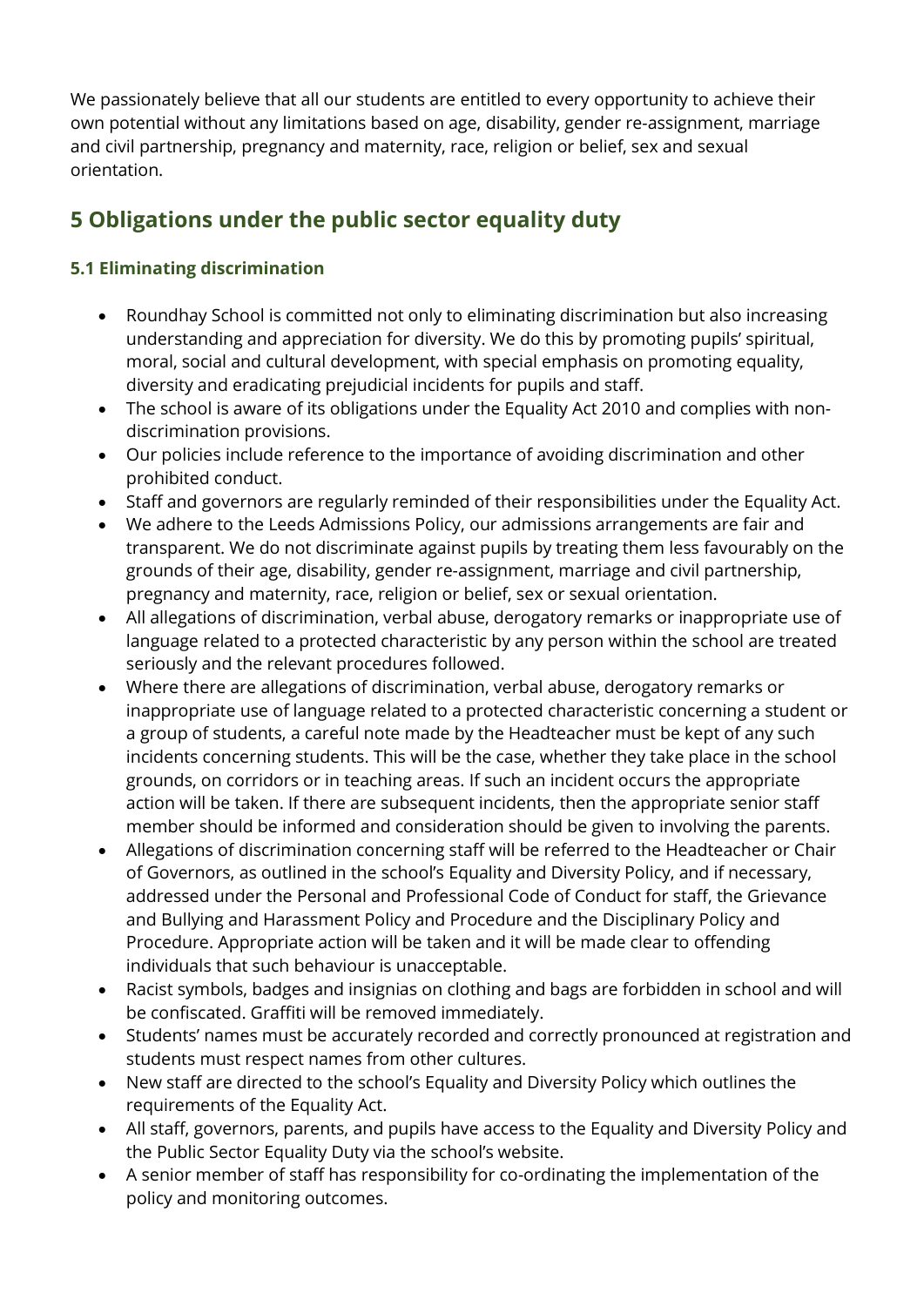We passionately believe that all our students are entitled to every opportunity to achieve their own potential without any limitations based on age, disability, gender re-assignment, marriage and civil partnership, pregnancy and maternity, race, religion or belief, sex and sexual orientation.

## 5 Obligations under the public sector equality duty

### 5.1 Eliminating discrimination

- Roundhay School is committed not only to eliminating discrimination but also increasing understanding and appreciation for diversity. We do this by promoting pupils' spiritual, moral, social and cultural development, with special emphasis on promoting equality, diversity and eradicating prejudicial incidents for pupils and staff.
- The school is aware of its obligations under the Equality Act 2010 and complies with non-discrimination provisions.
- Our policies include reference to the importance of avoiding discrimination and other prohibited conduct.
- Staff and governors are regularly reminded of their responsibilities under the Equality Act.
- We adhere to the Leeds Admissions Policy, our admissions arrangements are fair and transparent. We do not discriminate against pupils by treating them less favourably on the grounds of their age, disability, gender re-assignment, marriage and civil partnership, pregnancy and maternity, race, religion or belief, sex or sexual orientation.
- All allegations of discrimination, verbal abuse, derogatory remarks or inappropriate use of language related to a protected characteristic by any person within the school are treated seriously and the relevant procedures followed.
- Where there are allegations of discrimination, verbal abuse, derogatory remarks or inappropriate use of language related to a protected characteristic concerning a student or a group of students, a careful note made by the Headteacher must be kept of any such incidents concerning students. This will be the case, whether they take place in the school grounds, on corridors or in teaching areas. If such an incident occurs the appropriate action will be taken. If there are subsequent incidents, then the appropriate senior staff member should be informed and consideration should be given to involving the parents.
- Allegations of discrimination concerning staff will be referred to the Headteacher or Chair of Governors, as outlined in the school's Equality and Diversity Policy, and if necessary, addressed under the Personal and Professional Code of Conduct for staff, the Grievance and Bullying and Harassment Policy and Procedure and the Disciplinary Policy and Procedure. Appropriate action will be taken and it will be made clear to offending individuals that such behaviour is unacceptable.
- Racist symbols, badges and insignias on clothing and bags are forbidden in school and will be confiscated. Graffiti will be removed immediately.
- Students' names must be accurately recorded and correctly pronounced at registration and students must respect names from other cultures.
- New staff are directed to the school's Equality and Diversity Policy which outlines the requirements of the Equality Act.
- All staff, governors, parents, and pupils have access to the Equality and Diversity Policy and the Public Sector Equality Duty via the school's website.
- A senior member of staff has responsibility for co-ordinating the implementation of the policy and monitoring outcomes.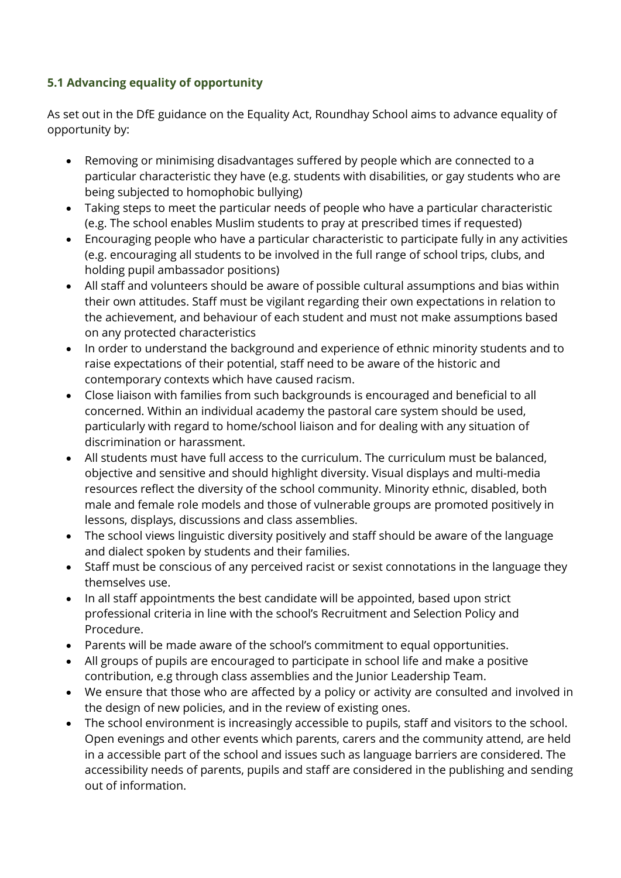### 5.1 Advancing equality of opportunity

As set out in the DfE guidance on the Equality Act, Roundhay School aims to advance equality of opportunity by:

- Removing or minimising disadvantages suffered by people which are connected to a particular characteristic they have (e.g. students with disabilities, or gay students who are being subjected to homophobic bullying)
- Taking steps to meet the particular needs of people who have a particular characteristic (e.g. The school enables Muslim students to pray at prescribed times if requested)
- Encouraging people who have a particular characteristic to participate fully in any activities (e.g. encouraging all students to be involved in the full range of school trips, clubs, and holding pupil ambassador positions)
- All staff and volunteers should be aware of possible cultural assumptions and bias within their own attitudes. Staff must be vigilant regarding their own expectations in relation to the achievement, and behaviour of each student and must not make assumptions based on any protected characteristics
- In order to understand the background and experience of ethnic minority students and to raise expectations of their potential, staff need to be aware of the historic and contemporary contexts which have caused racism.
- Close liaison with families from such backgrounds is encouraged and beneficial to all concerned. Within an individual academy the pastoral care system should be used, particularly with regard to home/school liaison and for dealing with any situation of discrimination or harassment.
- All students must have full access to the curriculum. The curriculum must be balanced, objective and sensitive and should highlight diversity. Visual displays and multi-media resources reflect the diversity of the school community. Minority ethnic, disabled, both male and female role models and those of vulnerable groups are promoted positively in lessons, displays, discussions and class assemblies.
- The school views linguistic diversity positively and staff should be aware of the language and dialect spoken by students and their families.
- Staff must be conscious of any perceived racist or sexist connotations in the language they themselves use.
- In all staff appointments the best candidate will be appointed, based upon strict professional criteria in line with the school's Recruitment and Selection Policy and Procedure.
- Parents will be made aware of the school's commitment to equal opportunities.
- All groups of pupils are encouraged to participate in school life and make a positive contribution, e.g through class assemblies and the Junior Leadership Team.
- We ensure that those who are affected by a policy or activity are consulted and involved in the design of new policies, and in the review of existing ones.
- The school environment is increasingly accessible to pupils, staff and visitors to the school. Open evenings and other events which parents, carers and the community attend, are held in a accessible part of the school and issues such as language barriers are considered. The accessibility needs of parents, pupils and staff are considered in the publishing and sending out of information.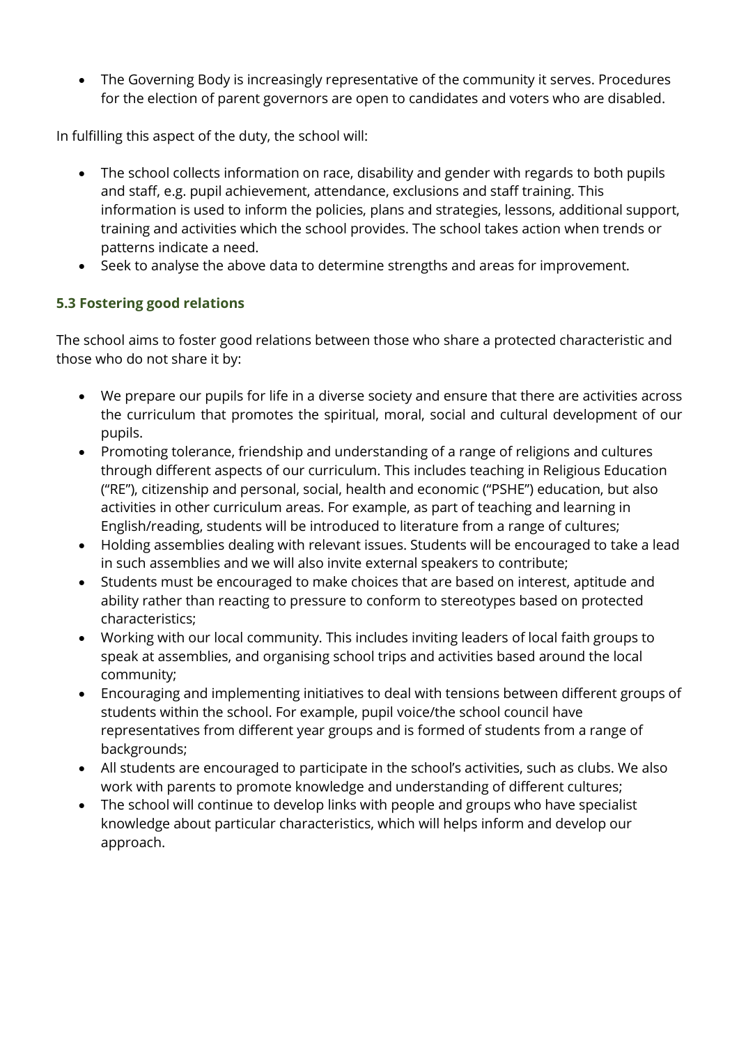- The Governing Body is increasingly representative of the community it serves. Procedures for the election of parent governors are open to candidates and voters who are disabled.

In fulfilling this aspect of the duty, the school will:

- The school collects information on race, disability and gender with regards to both pupils and staff, e.g. pupil achievement, attendance, exclusions and staff training. This information is used to inform the policies, plans and strategies, lessons, additional support, training and activities which the school provides. The school takes action when trends or patterns indicate a need.
- Seek to analyse the above data to determine strengths and areas for improvement.

### 5.3 Fostering good relations

The school aims to foster good relations between those who share a protected characteristic and those who do not share it by:

- We prepare our pupils for life in a diverse society and ensure that there are activities across the curriculum that promotes the spiritual, moral, social and cultural development of our pupils.
- Promoting tolerance, friendship and understanding of a range of religions and cultures through different aspects of our curriculum. This includes teaching in Religious Education ("RE"), citizenship and personal, social, health and economic ("PSHE") education, but also activities in other curriculum areas. For example, as part of teaching and learning in English/reading, students will be introduced to literature from a range of cultures;
- Holding assemblies dealing with relevant issues. Students will be encouraged to take a lead in such assemblies and we will also invite external speakers to contribute;
- Students must be encouraged to make choices that are based on interest, aptitude and ability rather than reacting to pressure to conform to stereotypes based on protected characteristics;
- Working with our local community. This includes inviting leaders of local faith groups to speak at assemblies, and organising school trips and activities based around the local community;
- Encouraging and implementing initiatives to deal with tensions between different groups of students within the school. For example, pupil voice/the school council have representatives from different year groups and is formed of students from a range of backgrounds;
- All students are encouraged to participate in the school's activities, such as clubs. We also work with parents to promote knowledge and understanding of different cultures;
- The school will continue to develop links with people and groups who have specialist knowledge about particular characteristics, which will helps inform and develop our approach.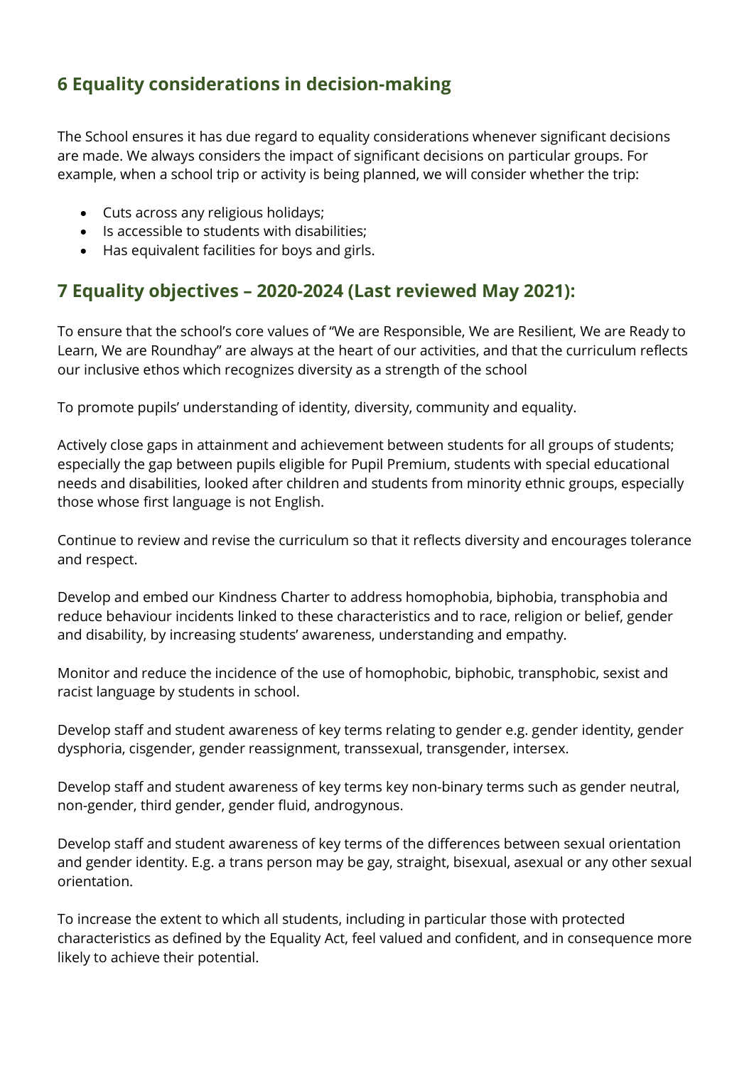## 6 Equality considerations in decision-making

The School ensures it has due regard to equality considerations whenever significant decisions are made. We always considers the impact of significant decisions on particular groups. For example, when a school trip or activity is being planned, we will consider whether the trip:

- Cuts across any religious holidays;
- Is accessible to students with disabilities;
- Has equivalent facilities for boys and girls.

## 7 Equality objectives – 2020-2024 (Last reviewed May 2021):

To ensure that the school's core values of "We are Responsible, We are Resilient, We are Ready to Learn, We are Roundhay" are always at the heart of our activities, and that the curriculum reflects our inclusive ethos which recognizes diversity as a strength of the school

To promote pupils' understanding of identity, diversity, community and equality.

Actively close gaps in attainment and achievement between students for all groups of students; especially the gap between pupils eligible for Pupil Premium, students with special educational needs and disabilities, looked after children and students from minority ethnic groups, especially those whose first language is not English.

Continue to review and revise the curriculum so that it reflects diversity and encourages tolerance and respect.

Develop and embed our Kindness Charter to address homophobia, biphobia, transphobia and reduce behaviour incidents linked to these characteristics and to race, religion or belief, gender and disability, by increasing students' awareness, understanding and empathy.

Monitor and reduce the incidence of the use of homophobic, biphobic, transphobic, sexist and racist language by students in school.

Develop staff and student awareness of key terms relating to gender e.g. gender identity, gender dysphoria, cisgender, gender reassignment, transsexual, transgender, intersex.

Develop staff and student awareness of key terms key non-binary terms such as gender neutral, non-gender, third gender, gender fluid, androgynous.

Develop staff and student awareness of key terms of the differences between sexual orientation and gender identity. E.g. a trans person may be gay, straight, bisexual, asexual or any other sexual orientation.

To increase the extent to which all students, including in particular those with protected characteristics as defined by the Equality Act, feel valued and confident, and in consequence more likely to achieve their potential.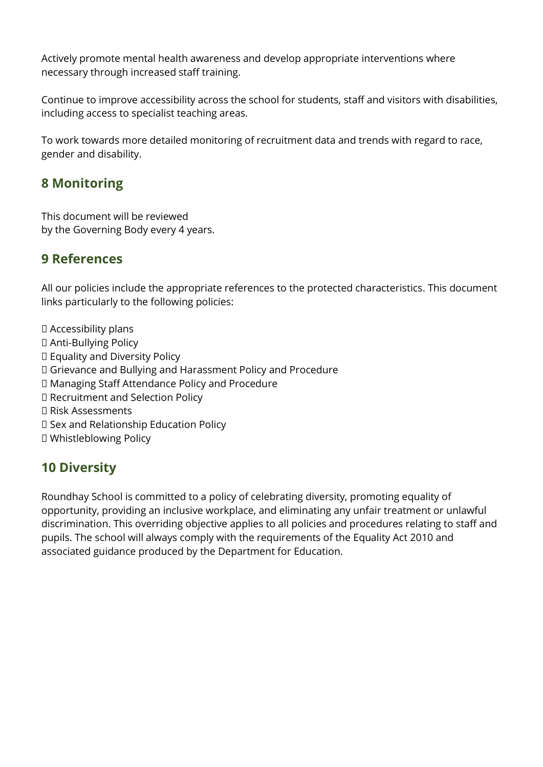Actively promote mental health awareness and develop appropriate interventions where necessary through increased staff training.

Continue to improve accessibility across the school for students, staff and visitors with disabilities, including access to specialist teaching areas.

To work towards more detailed monitoring of recruitment data and trends with regard to race, gender and disability.

## 8 Monitoring

This document will be reviewed
by the Governing Body every 4 years.

## 9 References

All our policies include the appropriate references to the protected characteristics. This document links particularly to the following policies:

- Accessibility plans
- Anti-Bullying Policy
- Equality and Diversity Policy
- Grievance and Bullying and Harassment Policy and Procedure
- Managing Staff Attendance Policy and Procedure
- Recruitment and Selection Policy
- Risk Assessments
- Sex and Relationship Education Policy
- Whistleblowing Policy

## 10 Diversity

Roundhay School is committed to a policy of celebrating diversity, promoting equality of opportunity, providing an inclusive workplace, and eliminating any unfair treatment or unlawful discrimination. This overriding objective applies to all policies and procedures relating to staff and pupils. The school will always comply with the requirements of the Equality Act 2010 and associated guidance produced by the Department for Education.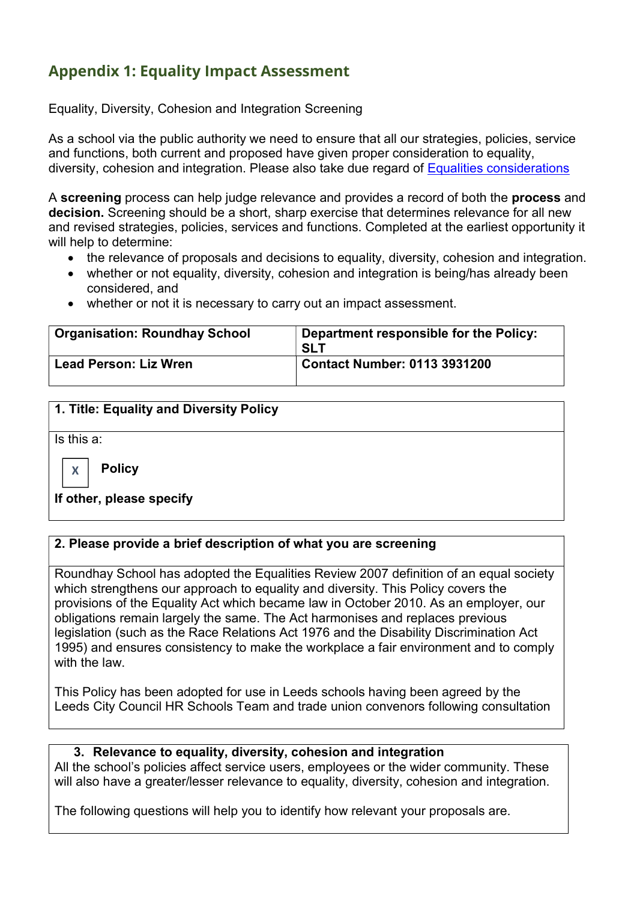## Appendix 1: Equality Impact Assessment

Equality, Diversity, Cohesion and Integration Screening

As a school via the public authority we need to ensure that all our strategies, policies, service and functions, both current and proposed have given proper consideration to equality, diversity, cohesion and integration. Please also take due regard of [Equalities considerations](#)

A **screening** process can help judge relevance and provides a record of both the **process** and **decision.** Screening should be a short, sharp exercise that determines relevance for all new and revised strategies, policies, services and functions. Completed at the earliest opportunity it will help to determine:

- the relevance of proposals and decisions to equality, diversity, cohesion and integration.
- whether or not equality, diversity, cohesion and integration is being/has already been considered, and
- whether or not it is necessary to carry out an impact assessment.

| **Organisation: Roundhay School** | **Department responsible for the Policy: SLT** |
|---|---|
| **Lead Person: Liz Wren** | **Contact Number: 0113 3931200** |

| **1. Title: Equality and Diversity Policy** |
|---|
| Is this a:<br><br>[X] **Policy**<br><br>**If other, please specify** |

| **2. Please provide a brief description of what you are screening** |
|---|
| Roundhay School has adopted the Equalities Review 2007 definition of an equal society which strengthens our approach to equality and diversity. This Policy covers the provisions of the Equality Act which became law in October 2010. As an employer, our obligations remain largely the same. The Act harmonises and replaces previous legislation (such as the Race Relations Act 1976 and the Disability Discrimination Act 1995) and ensures consistency to make the workplace a fair environment and to comply with the law.<br><br>This Policy has been adopted for use in Leeds schools having been agreed by the Leeds City Council HR Schools Team and trade union convenors following consultation |

| **3. Relevance to equality, diversity, cohesion and integration** |
|---|
| All the school's policies affect service users, employees or the wider community. These will also have a greater/lesser relevance to equality, diversity, cohesion and integration.<br><br>The following questions will help you to identify how relevant your proposals are. |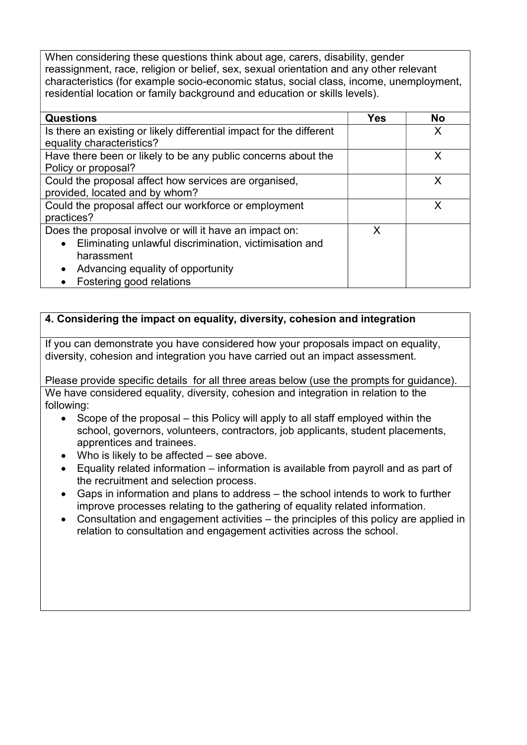When considering these questions think about age, carers, disability, gender reassignment, race, religion or belief, sex, sexual orientation and any other relevant characteristics (for example socio-economic status, social class, income, unemployment, residential location or family background and education or skills levels).

| Questions | Yes | No |
|---|---|---|
| Is there an existing or likely differential impact for the different equality characteristics? | | X |
| Have there been or likely to be any public concerns about the Policy or proposal? | | X |
| Could the proposal affect how services are organised, provided, located and by whom? | | X |
| Could the proposal affect our workforce or employment practices? | | X |
| Does the proposal involve or will it have an impact on:<br>• Eliminating unlawful discrimination, victimisation and harassment<br>• Advancing equality of opportunity<br>• Fostering good relations | X | |

**4. Considering the impact on equality, diversity, cohesion and integration**

If you can demonstrate you have considered how your proposals impact on equality, diversity, cohesion and integration you have carried out an impact assessment.

Please provide specific details for all three areas below (use the prompts for guidance).

We have considered equality, diversity, cohesion and integration in relation to the following:

- Scope of the proposal – this Policy will apply to all staff employed within the school, governors, volunteers, contractors, job applicants, student placements, apprentices and trainees.
- Who is likely to be affected – see above.
- Equality related information – information is available from payroll and as part of the recruitment and selection process.
- Gaps in information and plans to address – the school intends to work to further improve processes relating to the gathering of equality related information.
- Consultation and engagement activities – the principles of this policy are applied in relation to consultation and engagement activities across the school.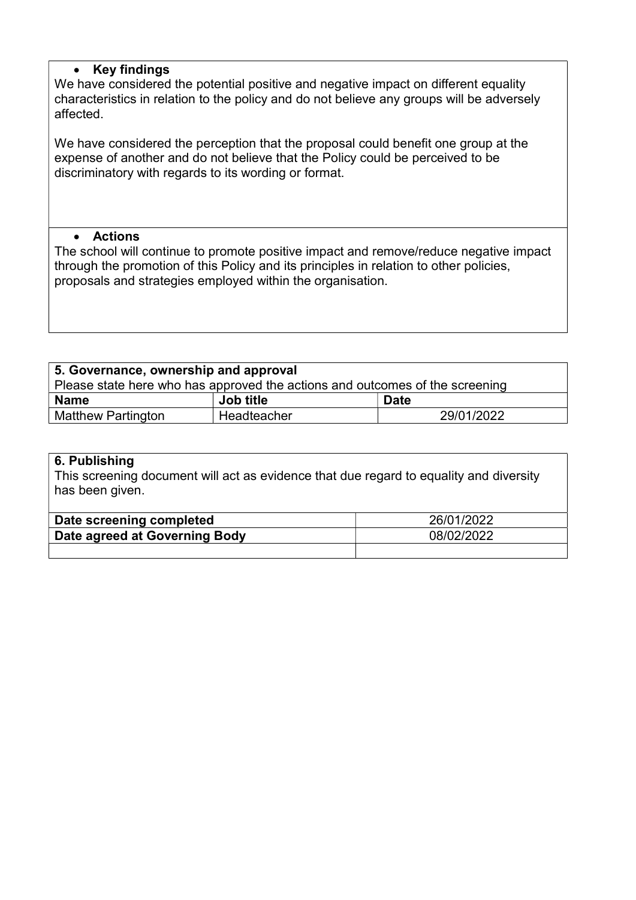- **Key findings**

We have considered the potential positive and negative impact on different equality characteristics in relation to the policy and do not believe any groups will be adversely affected.

We have considered the perception that the proposal could benefit one group at the expense of another and do not believe that the Policy could be perceived to be discriminatory with regards to its wording or format.

- **Actions**

The school will continue to promote positive impact and remove/reduce negative impact through the promotion of this Policy and its principles in relation to other policies, proposals and strategies employed within the organisation.

| **5. Governance, ownership and approval** | | |
|---|---|---|
| Please state here who has approved the actions and outcomes of the screening | | |
| **Name** | **Job title** | **Date** |
| Matthew Partington | Headteacher | 29/01/2022 |

**6. Publishing**

This screening document will act as evidence that due regard to equality and diversity has been given.

| | |
|---|---|
| **Date screening completed** | 26/01/2022 |
| **Date agreed at Governing Body** | 08/02/2022 |
| | |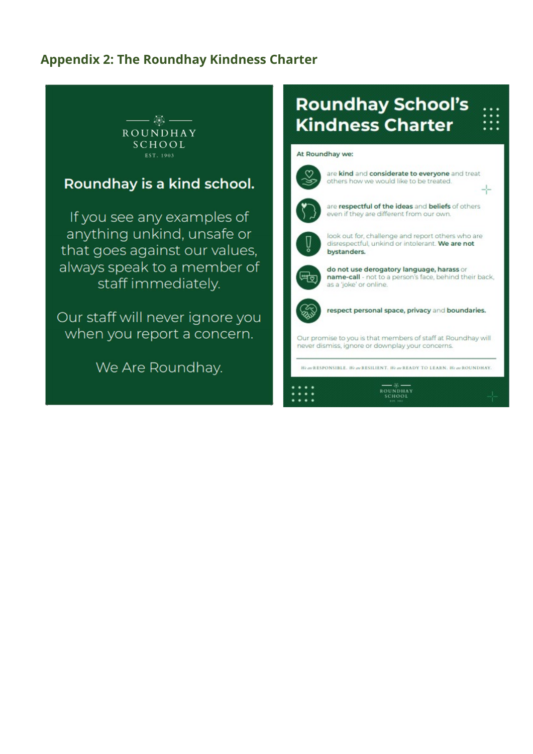## Appendix 2: The Roundhay Kindness Charter

ROUNDHAY SCHOOL
EST. 1903

**Roundhay is a kind school.**

If you see any examples of anything unkind, unsafe or that goes against our values, always speak to a member of staff immediately.

Our staff will never ignore you when you report a concern.

We Are Roundhay.

**Roundhay School's Kindness Charter**

**At Roundhay we:**

- are **kind** and **considerate to everyone** and treat others how we would like to be treated.
- are **respectful of the ideas** and **beliefs** of others even if they are different from our own.
- look out for, challenge and report others who are disrespectful, unkind or intolerant. **We are not bystanders.**
- **do not use derogatory language, harass** or **name-call** - not to a person's face, behind their back, as a 'joke' or online.
- **respect personal space, privacy** and **boundaries.**

Our promise to you is that members of staff at Roundhay will never dismiss, ignore or downplay your concerns.

*We are* RESPONSIBLE. *We are* RESILIENT. *We are* READY TO LEARN. *We are* ROUNDHAY.

ROUNDHAY SCHOOL
EST. 1903